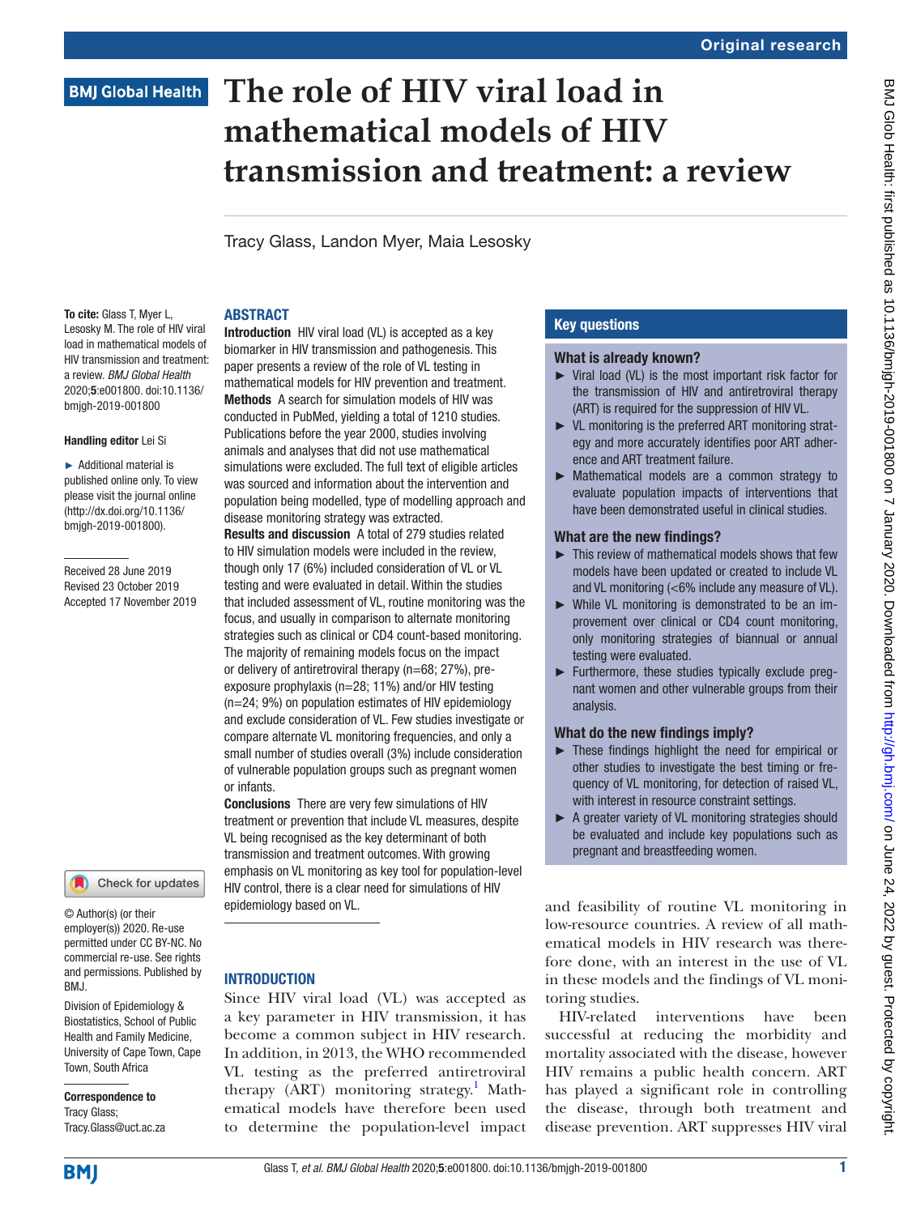# The role of HIV viral load in mathematical models of HIV transmission and treatment: a review

Tracy Glass, Landon Myer, Maia Lesosky

**To cite:** Glass T, Myer L, Lesosky M. The role of HIV viral load in mathematical models of HIV transmission and treatment: a review. *BMJ Global Health* 2020;**5**:e001800. doi:10.1136/bmjgh-2019-001800

**Handling editor** Lei Si

► Additional material is published online only. To view please visit the journal online (http://dx.doi.org/10.1136/bmjgh-2019-001800).

Received 28 June 2019
Revised 23 October 2019
Accepted 17 November 2019

© Author(s) (or their employer(s)) 2020. Re-use permitted under CC BY-NC. No commercial re-use. See rights and permissions. Published by BMJ.

Division of Epidemiology & Biostatistics, School of Public Health and Family Medicine, University of Cape Town, Cape Town, South Africa

**Correspondence to**
Tracy Glass;
Tracy.Glass@uct.ac.za

## ABSTRACT

**Introduction** HIV viral load (VL) is accepted as a key biomarker in HIV transmission and pathogenesis. This paper presents a review of the role of VL testing in mathematical models for HIV prevention and treatment.
**Methods** A search for simulation models of HIV was conducted in PubMed, yielding a total of 1210 studies. Publications before the year 2000, studies involving animals and analyses that did not use mathematical simulations were excluded. The full text of eligible articles was sourced and information about the intervention and population being modelled, type of modelling approach and disease monitoring strategy was extracted.
**Results and discussion** A total of 279 studies related to HIV simulation models were included in the review, though only 17 (6%) included consideration of VL or VL testing and were evaluated in detail. Within the studies that included assessment of VL, routine monitoring was the focus, and usually in comparison to alternate monitoring strategies such as clinical or CD4 count-based monitoring. The majority of remaining models focus on the impact or delivery of antiretroviral therapy (n=68; 27%), pre-exposure prophylaxis (n=28; 11%) and/or HIV testing (n=24; 9%) on population estimates of HIV epidemiology and exclude consideration of VL. Few studies investigate or compare alternate VL monitoring frequencies, and only a small number of studies overall (3%) include consideration of vulnerable population groups such as pregnant women or infants.
**Conclusions** There are very few simulations of HIV treatment or prevention that include VL measures, despite VL being recognised as the key determinant of both transmission and treatment outcomes. With growing emphasis on VL monitoring as key tool for population-level HIV control, there is a clear need for simulations of HIV epidemiology based on VL.

## Key questions

### What is already known?

- Viral load (VL) is the most important risk factor for the transmission of HIV and antiretroviral therapy (ART) is required for the suppression of HIV VL.
- VL monitoring is the preferred ART monitoring strategy and more accurately identifies poor ART adherence and ART treatment failure.
- Mathematical models are a common strategy to evaluate population impacts of interventions that have been demonstrated useful in clinical studies.

### What are the new findings?

- This review of mathematical models shows that few models have been updated or created to include VL and VL monitoring (<6% include any measure of VL).
- While VL monitoring is demonstrated to be an improvement over clinical or CD4 count monitoring, only monitoring strategies of biannual or annual testing were evaluated.
- Furthermore, these studies typically exclude pregnant women and other vulnerable groups from their analysis.

### What do the new findings imply?

- These findings highlight the need for empirical or other studies to investigate the best timing or frequency of VL monitoring, for detection of raised VL, with interest in resource constraint settings.
- A greater variety of VL monitoring strategies should be evaluated and include key populations such as pregnant and breastfeeding women.

## INTRODUCTION

Since HIV viral load (VL) was accepted as a key parameter in HIV transmission, it has become a common subject in HIV research. In addition, in 2013, the WHO recommended VL testing as the preferred antiretroviral therapy (ART) monitoring strategy.[1] Mathematical models have therefore been used to determine the population-level impact and feasibility of routine VL monitoring in low-resource countries. A review of all mathematical models in HIV research was therefore done, with an interest in the use of VL in these models and the findings of VL monitoring studies.

HIV-related interventions have been successful at reducing the morbidity and mortality associated with the disease, however HIV remains a public health concern. ART has played a significant role in controlling the disease, through both treatment and disease prevention. ART suppresses HIV viral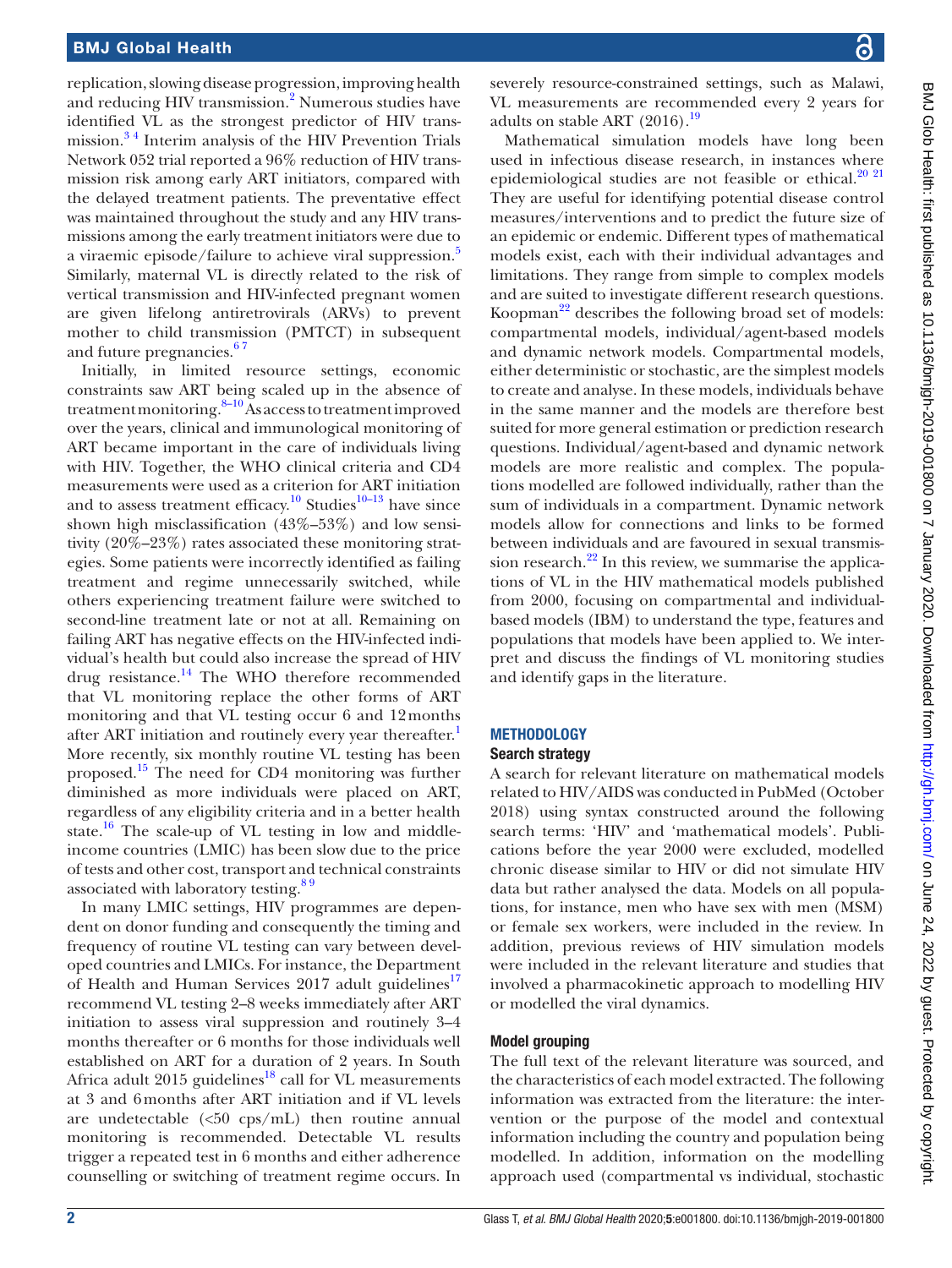replication, slowing disease progression, improving health and reducing HIV transmission.[2] Numerous studies have identified VL as the strongest predictor of HIV transmission.[3 4] Interim analysis of the HIV Prevention Trials Network 052 trial reported a 96% reduction of HIV transmission risk among early ART initiators, compared with the delayed treatment patients. The preventative effect was maintained throughout the study and any HIV transmissions among the early treatment initiators were due to a viraemic episode/failure to achieve viral suppression.[5] Similarly, maternal VL is directly related to the risk of vertical transmission and HIV-infected pregnant women are given lifelong antiretrovirals (ARVs) to prevent mother to child transmission (PMTCT) in subsequent and future pregnancies.[6 7]

Initially, in limited resource settings, economic constraints saw ART being scaled up in the absence of treatment monitoring.[8–10] As access to treatment improved over the years, clinical and immunological monitoring of ART became important in the care of individuals living with HIV. Together, the WHO clinical criteria and CD4 measurements were used as a criterion for ART initiation and to assess treatment efficacy.[10] Studies[10–13] have since shown high misclassification (43%–53%) and low sensitivity (20%–23%) rates associated these monitoring strategies. Some patients were incorrectly identified as failing treatment and regime unnecessarily switched, while others experiencing treatment failure were switched to second-line treatment late or not at all. Remaining on failing ART has negative effects on the HIV-infected individual's health but could also increase the spread of HIV drug resistance.[14] The WHO therefore recommended that VL monitoring replace the other forms of ART monitoring and that VL testing occur 6 and 12 months after ART initiation and routinely every year thereafter.[1] More recently, six monthly routine VL testing has been proposed.[15] The need for CD4 monitoring was further diminished as more individuals were placed on ART, regardless of any eligibility criteria and in a better health state.[16] The scale-up of VL testing in low and middle-income countries (LMIC) has been slow due to the price of tests and other cost, transport and technical constraints associated with laboratory testing.[8 9]

In many LMIC settings, HIV programmes are dependent on donor funding and consequently the timing and frequency of routine VL testing can vary between developed countries and LMICs. For instance, the Department of Health and Human Services 2017 adult guidelines[17] recommend VL testing 2–8 weeks immediately after ART initiation to assess viral suppression and routinely 3–4 months thereafter or 6 months for those individuals well established on ART for a duration of 2 years. In South Africa adult 2015 guidelines[18] call for VL measurements at 3 and 6 months after ART initiation and if VL levels are undetectable (<50 cps/mL) then routine annual monitoring is recommended. Detectable VL results trigger a repeated test in 6 months and either adherence counselling or switching of treatment regime occurs. In severely resource-constrained settings, such as Malawi, VL measurements are recommended every 2 years for adults on stable ART (2016).[19]

Mathematical simulation models have long been used in infectious disease research, in instances where epidemiological studies are not feasible or ethical.[20 21] They are useful for identifying potential disease control measures/interventions and to predict the future size of an epidemic or endemic. Different types of mathematical models exist, each with their individual advantages and limitations. They range from simple to complex models and are suited to investigate different research questions. Koopman[22] describes the following broad set of models: compartmental models, individual/agent-based models and dynamic network models. Compartmental models, either deterministic or stochastic, are the simplest models to create and analyse. In these models, individuals behave in the same manner and the models are therefore best suited for more general estimation or prediction research questions. Individual/agent-based and dynamic network models are more realistic and complex. The populations modelled are followed individually, rather than the sum of individuals in a compartment. Dynamic network models allow for connections and links to be formed between individuals and are favoured in sexual transmission research.[22] In this review, we summarise the applications of VL in the HIV mathematical models published from 2000, focusing on compartmental and individual-based models (IBM) to understand the type, features and populations that models have been applied to. We interpret and discuss the findings of VL monitoring studies and identify gaps in the literature.

## METHODOLOGY

### Search strategy

A search for relevant literature on mathematical models related to HIV/AIDS was conducted in PubMed (October 2018) using syntax constructed around the following search terms: 'HIV' and 'mathematical models'. Publications before the year 2000 were excluded, modelled chronic disease similar to HIV or did not simulate HIV data but rather analysed the data. Models on all populations, for instance, men who have sex with men (MSM) or female sex workers, were included in the review. In addition, previous reviews of HIV simulation models were included in the relevant literature and studies that involved a pharmacokinetic approach to modelling HIV or modelled the viral dynamics.

### Model grouping

The full text of the relevant literature was sourced, and the characteristics of each model extracted. The following information was extracted from the literature: the intervention or the purpose of the model and contextual information including the country and population being modelled. In addition, information on the modelling approach used (compartmental vs individual, stochastic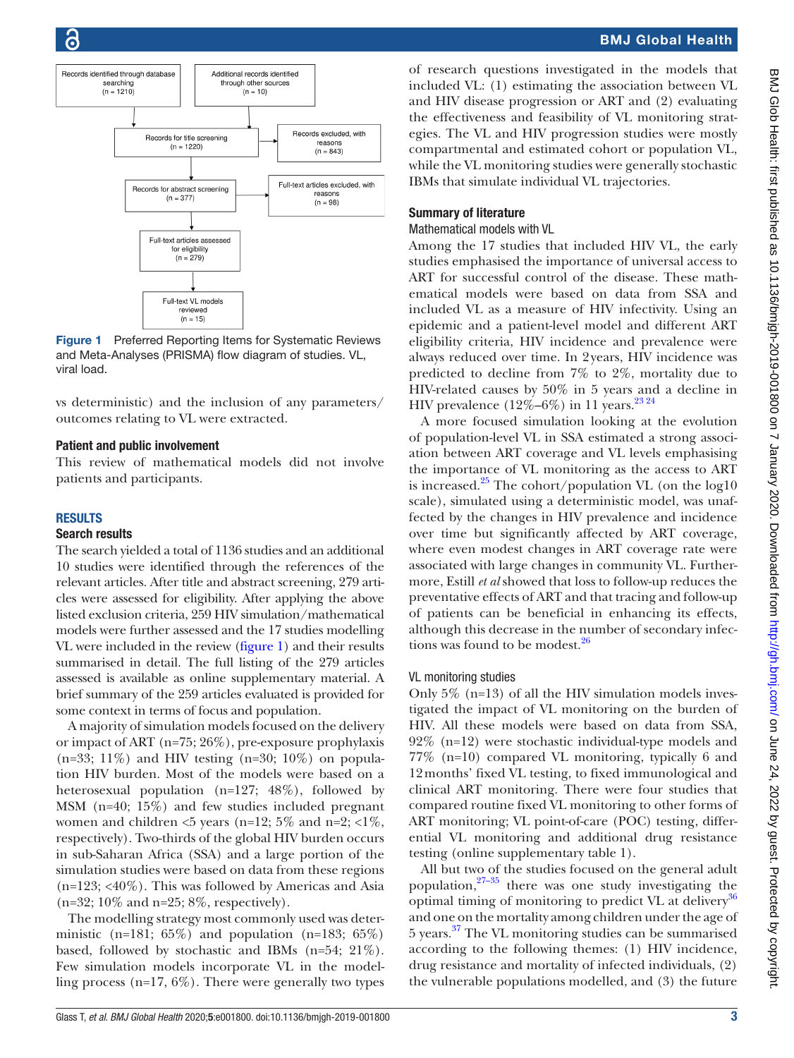Records identified through database searching (n = 1210)

Additional records identified through other sources (n = 10)

Records for title screening (n = 1220)

Records excluded, with reasons (n = 843)

Records for abstract screening (n = 377)

Full-text articles excluded, with reasons (n = 98)

Full-text articles assessed for eligibility (n = 279)

Full-text VL models reviewed (n = 15)

**Figure 1** Preferred Reporting Items for Systematic Reviews and Meta-Analyses (PRISMA) flow diagram of studies. VL, viral load.

vs deterministic) and the inclusion of any parameters/outcomes relating to VL were extracted.

### Patient and public involvement

This review of mathematical models did not involve patients and participants.

## RESULTS

### Search results

The search yielded a total of 1136 studies and an additional 10 studies were identified through the references of the relevant articles. After title and abstract screening, 279 articles were assessed for eligibility. After applying the above listed exclusion criteria, 259 HIV simulation/mathematical models were further assessed and the 17 studies modelling VL were included in the review (figure 1) and their results summarised in detail. The full listing of the 279 articles assessed is available as online supplementary material. A brief summary of the 259 articles evaluated is provided for some context in terms of focus and population.

A majority of simulation models focused on the delivery or impact of ART (n=75; 26%), pre-exposure prophylaxis (n=33; 11%) and HIV testing (n=30; 10%) on population HIV burden. Most of the models were based on a heterosexual population (n=127; 48%), followed by MSM (n=40; 15%) and few studies included pregnant women and children <5 years (n=12; 5% and n=2; <1%, respectively). Two-thirds of the global HIV burden occurs in sub-Saharan Africa (SSA) and a large portion of the simulation studies were based on data from these regions (n=123; <40%). This was followed by Americas and Asia (n=32; 10% and n=25; 8%, respectively).

The modelling strategy most commonly used was deterministic (n=181; 65%) and population (n=183; 65%) based, followed by stochastic and IBMs (n=54; 21%). Few simulation models incorporate VL in the modelling process (n=17, 6%). There were generally two types of research questions investigated in the models that included VL: (1) estimating the association between VL and HIV disease progression or ART and (2) evaluating the effectiveness and feasibility of VL monitoring strategies. The VL and HIV progression studies were mostly compartmental and estimated cohort or population VL, while the VL monitoring studies were generally stochastic IBMs that simulate individual VL trajectories.

### Summary of literature

#### Mathematical models with VL

Among the 17 studies that included HIV VL, the early studies emphasised the importance of universal access to ART for successful control of the disease. These mathematical models were based on data from SSA and included VL as a measure of HIV infectivity. Using an epidemic and a patient-level model and different ART eligibility criteria, HIV incidence and prevalence were always reduced over time. In 2 years, HIV incidence was predicted to decline from 7% to 2%, mortality due to HIV-related causes by 50% in 5 years and a decline in HIV prevalence (12%–6%) in 11 years.[23,24]

A more focused simulation looking at the evolution of population-level VL in SSA estimated a strong association between ART coverage and VL levels emphasising the importance of VL monitoring as the access to ART is increased.[25] The cohort/population VL (on the log10 scale), simulated using a deterministic model, was unaffected by the changes in HIV prevalence and incidence over time but significantly affected by ART coverage, where even modest changes in ART coverage rate were associated with large changes in community VL. Furthermore, Estill *et al* showed that loss to follow-up reduces the preventative effects of ART and that tracing and follow-up of patients can be beneficial in enhancing its effects, although this decrease in the number of secondary infections was found to be modest.[26]

#### VL monitoring studies

Only 5% (n=13) of all the HIV simulation models investigated the impact of VL monitoring on the burden of HIV. All these models were based on data from SSA, 92% (n=12) were stochastic individual-type models and 77% (n=10) compared VL monitoring, typically 6 and 12 months' fixed VL testing, to fixed immunological and clinical ART monitoring. There were four studies that compared routine fixed VL monitoring to other forms of ART monitoring; VL point-of-care (POC) testing, differential VL monitoring and additional drug resistance testing (online supplementary table 1).

All but two of the studies focused on the general adult population,[27–35] there was one study investigating the optimal timing of monitoring to predict VL at delivery[36] and one on the mortality among children under the age of 5 years.[37] The VL monitoring studies can be summarised according to the following themes: (1) HIV incidence, drug resistance and mortality of infected individuals, (2) the vulnerable populations modelled, and (3) the future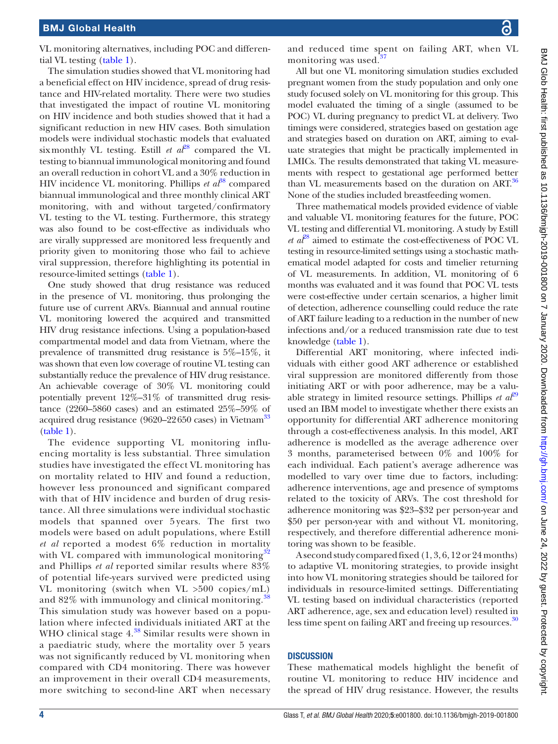VL monitoring alternatives, including POC and differential VL testing (table 1).

The simulation studies showed that VL monitoring had a beneficial effect on HIV incidence, spread of drug resistance and HIV-related mortality. There were two studies that investigated the impact of routine VL monitoring on HIV incidence and both studies showed that it had a significant reduction in new HIV cases. Both simulation models were individual stochastic models that evaluated sixmonthly VL testing. Estill *et al*[28] compared the VL testing to biannual immunological monitoring and found an overall reduction in cohort VL and a 30% reduction in HIV incidence VL monitoring. Phillips *et al*[38] compared biannual immunological and three monthly clinical ART monitoring, with and without targeted/confirmatory VL testing to the VL testing. Furthermore, this strategy was also found to be cost-effective as individuals who are virally suppressed are monitored less frequently and priority given to monitoring those who fail to achieve viral suppression, therefore highlighting its potential in resource-limited settings (table 1).

One study showed that drug resistance was reduced in the presence of VL monitoring, thus prolonging the future use of current ARVs. Biannual and annual routine VL monitoring lowered the acquired and transmitted HIV drug resistance infections. Using a population-based compartmental model and data from Vietnam, where the prevalence of transmitted drug resistance is 5%–15%, it was shown that even low coverage of routine VL testing can substantially reduce the prevalence of HIV drug resistance. An achievable coverage of 30% VL monitoring could potentially prevent 12%–31% of transmitted drug resistance (2260–5860 cases) and an estimated 25%–59% of acquired drug resistance (9620–22 650 cases) in Vietnam[33] (table 1).

The evidence supporting VL monitoring influencing mortality is less substantial. Three simulation studies have investigated the effect VL monitoring has on mortality related to HIV and found a reduction, however less pronounced and significant compared with that of HIV incidence and burden of drug resistance. All three simulations were individual stochastic models that spanned over 5 years. The first two models were based on adult populations, where Estill *et al* reported a modest 6% reduction in mortality with VL compared with immunological monitoring[32] and Phillips *et al* reported similar results where 83% of potential life-years survived were predicted using VL monitoring (switch when VL >500 copies/mL) and 82% with immunology and clinical monitoring.[38] This simulation study was however based on a population where infected individuals initiated ART at the WHO clinical stage 4.[38] Similar results were shown in a paediatric study, where the mortality over 5 years was not significantly reduced by VL monitoring when compared with CD4 monitoring. There was however an improvement in their overall CD4 measurements, more switching to second-line ART when necessary and reduced time spent on failing ART, when VL monitoring was used.[37]

All but one VL monitoring simulation studies excluded pregnant women from the study population and only one study focused solely on VL monitoring for this group. This model evaluated the timing of a single (assumed to be POC) VL during pregnancy to predict VL at delivery. Two timings were considered, strategies based on gestation age and strategies based on duration on ART, aiming to evaluate strategies that might be practically implemented in LMICs. The results demonstrated that taking VL measurements with respect to gestational age performed better than VL measurements based on the duration on ART.[36] None of the studies included breastfeeding women.

Three mathematical models provided evidence of viable and valuable VL monitoring features for the future, POC VL testing and differential VL monitoring. A study by Estill *et al*[28] aimed to estimate the cost-effectiveness of POC VL testing in resource-limited settings using a stochastic mathematical model adapted for costs and timelier returning of VL measurements. In addition, VL monitoring of 6 months was evaluated and it was found that POC VL tests were cost-effective under certain scenarios, a higher limit of detection, adherence counselling could reduce the rate of ART failure leading to a reduction in the number of new infections and/or a reduced transmission rate due to test knowledge (table 1).

Differential ART monitoring, where infected individuals with either good ART adherence or established viral suppression are monitored differently from those initiating ART or with poor adherence, may be a valuable strategy in limited resource settings. Phillips *et al*[29] used an IBM model to investigate whether there exists an opportunity for differential ART adherence monitoring through a cost-effectiveness analysis. In this model, ART adherence is modelled as the average adherence over 3 months, parameterised between 0% and 100% for each individual. Each patient's average adherence was modelled to vary over time due to factors, including: adherence interventions, age and presence of symptoms related to the toxicity of ARVs. The cost threshold for adherence monitoring was \$23–\$32 per person-year and \$50 per person-year with and without VL monitoring, respectively, and therefore differential adherence monitoring was shown to be feasible.

A second study compared fixed (1, 3, 6, 12 or 24 months) to adaptive VL monitoring strategies, to provide insight into how VL monitoring strategies should be tailored for individuals in resource-limited settings. Differentiating VL testing based on individual characteristics (reported ART adherence, age, sex and education level) resulted in less time spent on failing ART and freeing up resources.[30]

## DISCUSSION

These mathematical models highlight the benefit of routine VL monitoring to reduce HIV incidence and the spread of HIV drug resistance. However, the results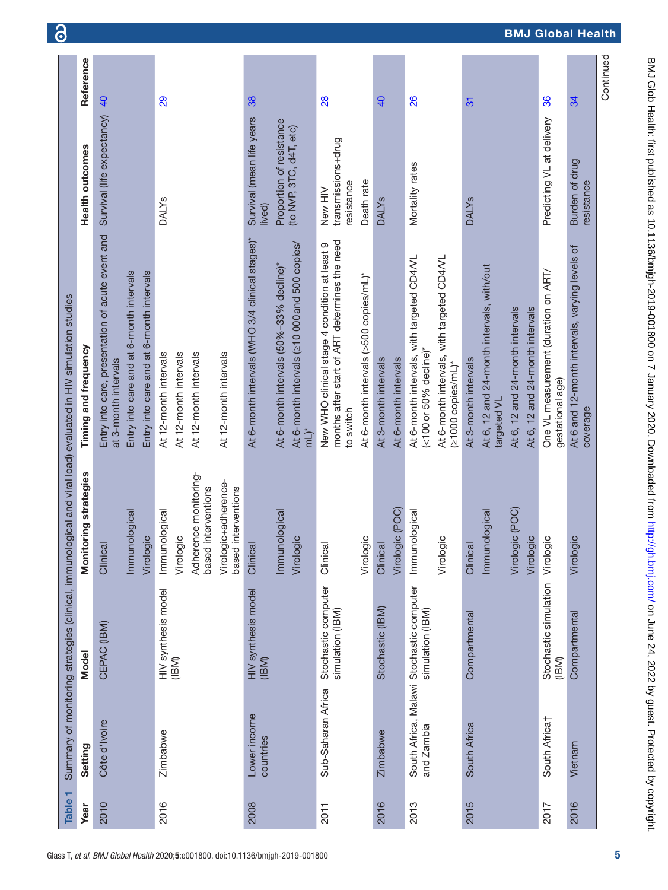**Table 1** Summary of monitoring strategies (clinical, immunological and viral load) evaluated in HIV simulation studies

| Year | Setting | Model | Monitoring strategies | Timing and frequency | Health outcomes | Reference |
|---|---|---|---|---|---|---|
| 2010 | Côte d'Ivoire | CEPAC (IBM) | Clinical | Entry into care, presentation of acute event and at 3-month intervals | Survival (life expectancy) | 40 |
| | | | Immunological | Entry into care and at 6-month intervals | | |
| | | | Virologic | Entry into care and at 6-month intervals | | |
| 2016 | Zimbabwe | HIV synthesis model (IBM) | Immunological | At 12-month intervals | DALYs | 29 |
| | | | Virologic | At 12-month intervals | | |
| | | | Adherence monitoring-based interventions | At 12-month intervals | | |
| | | | Virologic+adherence-based interventions | At 12-month intervals | | |
| 2008 | Lower income countries | HIV synthesis model (IBM) | Clinical | At 6-month intervals (WHO 3/4 clinical stages)* | Survival (mean life years lived) | 38 |
| | | | Immunological | At 6-month intervals (50%–33% decline)* | Proportion of resistance (to NVP, 3TC, d4T, etc) | |
| | | | Virologic | At 6-month intervals (≥10 000and 500 copies/mL)* | | |
| 2011 | Sub-Saharan Africa | Stochastic computer simulation (IBM) | Clinical | New WHO clinical stage 4 condition at least 9 months after start of ART determines the need to switch | New HIV transmissions+drug resistance | 28 |
| | | | Virologic | At 6-month intervals (>500 copies/mL)* | Death rate | |
| 2016 | Zimbabwe | Stochastic (IBM) | Clinical | At 3-month intervals | DALYs | 40 |
| | | | Virologic (POC) | At 6-month intervals | | |
| 2013 | South Africa, Malawi and Zambia | Stochastic computer simulation (IBM) | Immunological | At 6-month intervals, with targeted CD4/VL (<100 or 50% decline)* | Mortality rates | 26 |
| | | | Virologic | At 6-month intervals, with targeted CD4/VL (≥1000 copies/mL)* | | |
| 2015 | South Africa | Compartmental | Clinical | At 3-month intervals | DALYs | 31 |
| | | | Immunological | At 6, 12 and 24-month intervals, with/out targeted VL | | |
| | | | Virologic (POC) | At 6, 12 and 24-month intervals | | |
| | | | Virologic | At 6, 12 and 24-month intervals | | |
| 2017 | South Africa† | Stochastic simulation (IBM) | Virologic | One VL measurement (duration on ART/gestational age) | Predicting VL at delivery | 36 |
| 2016 | Vietnam | Compartmental | Virologic | At 6 and 12-month intervals, varying levels of coverage | Burden of drug resistance | 34 |

Continued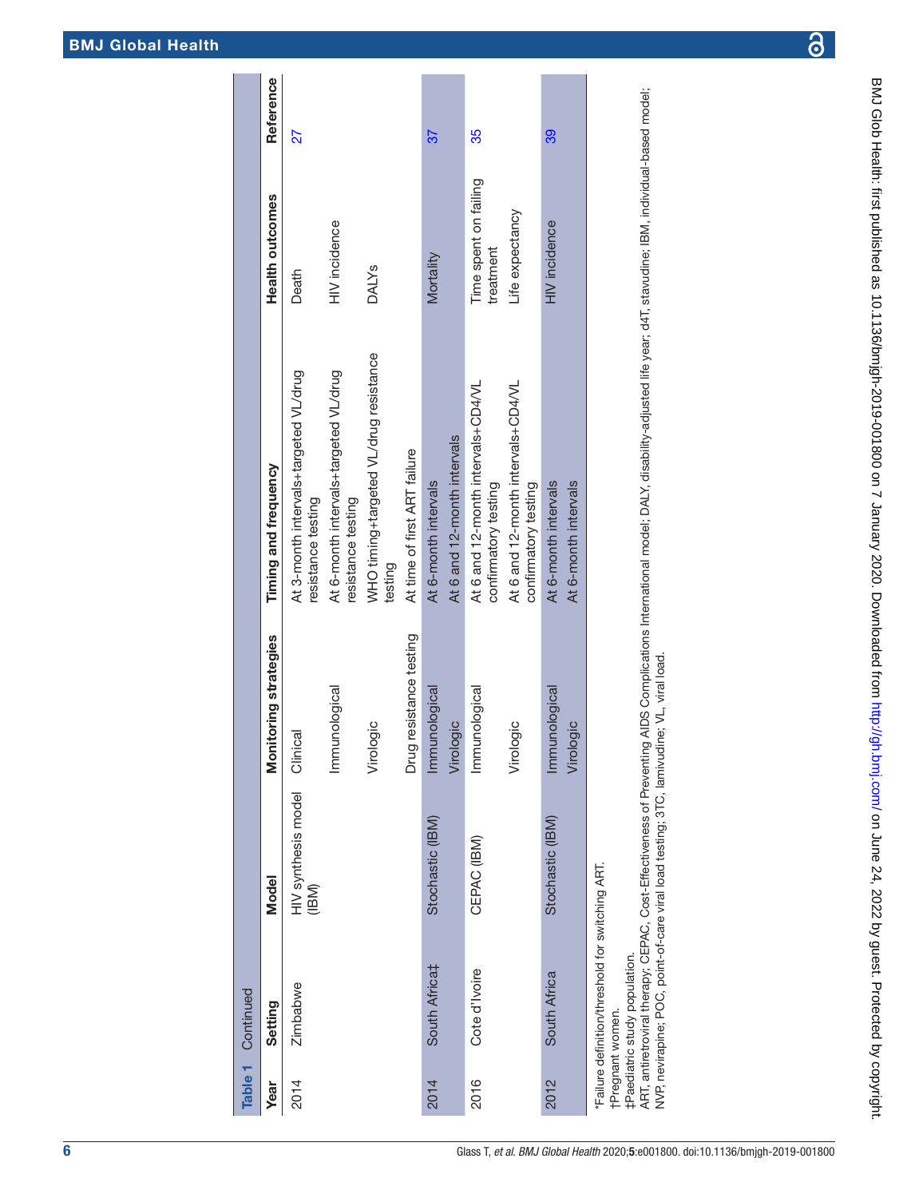**Table 1** Continued

| Year | Setting | Model | Monitoring strategies | Timing and frequency | Health outcomes | Reference |
|---|---|---|---|---|---|---|
| 2014 | Zimbabwe | HIV synthesis model (IBM) | Clinical | At 3-month intervals+targeted VL/drug resistance testing | Death | 27 |
| | | | Immunological | At 6-month intervals+targeted VL/drug resistance testing | HIV incidence | |
| | | | Virologic | WHO timing+targeted VL/drug resistance testing | DALYs | |
| | | | Drug resistance testing | At time of first ART failure | | |
| 2014 | South Africa‡ | Stochastic (IBM) | Immunological | At 6-month intervals | Mortality | 37 |
| | | | Virologic | At 6 and 12-month intervals | | |
| 2016 | Cote d'Ivoire | CEPAC (IBM) | Immunological | At 6 and 12-month intervals+CD4/VL confirmatory testing | Time spent on failing treatment | 35 |
| | | | Virologic | At 6 and 12-month intervals+CD4/VL confirmatory testing | Life expectancy | |
| 2012 | South Africa | Stochastic (IBM) | Immunological | At 6-month intervals | HIV incidence | 39 |
| | | | Virologic | At 6-month intervals | | |

*Failure definition/threshold for switching ART.
†Pregnant women.
‡Paediatric study population.
ART, antiretroviral therapy; CEPAC, Cost-Effectiveness of Preventing AIDS Complications International model; DALY, disability-adjusted life year; d4T, stavudine; IBM, individual-based model; NVP, nevirapine; POC, point-of-care viral load testing; 3TC, lamivudine; VL, viral load.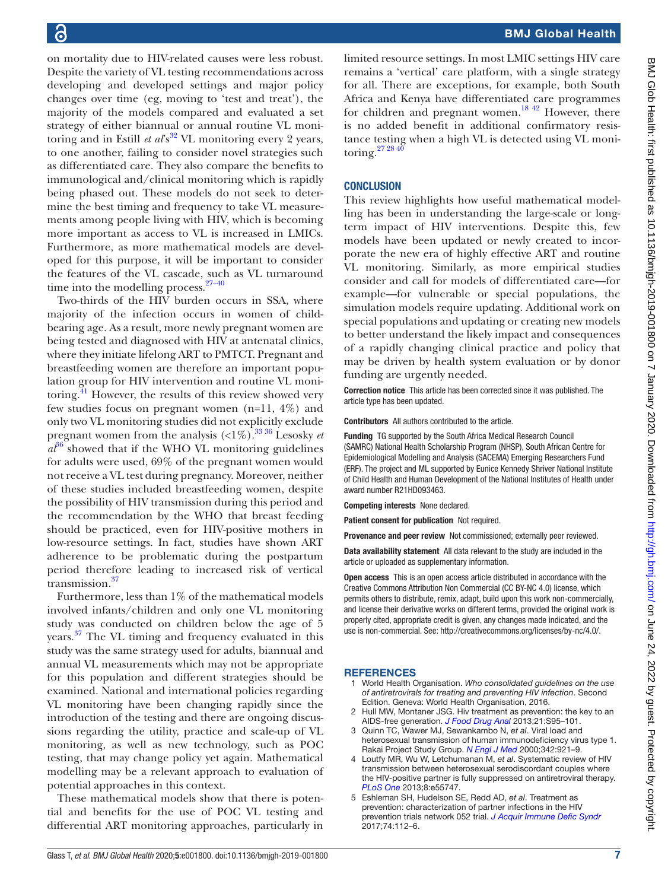on mortality due to HIV-related causes were less robust. Despite the variety of VL testing recommendations across developing and developed settings and major policy changes over time (eg, moving to 'test and treat'), the majority of the models compared and evaluated a set strategy of either biannual or annual routine VL monitoring and in Estill *et al*'s[32] VL monitoring every 2 years, to one another, failing to consider novel strategies such as differentiated care. They also compare the benefits to immunological and/clinical monitoring which is rapidly being phased out. These models do not seek to determine the best timing and frequency to take VL measurements among people living with HIV, which is becoming more important as access to VL is increased in LMICs. Furthermore, as more mathematical models are developed for this purpose, it will be important to consider the features of the VL cascade, such as VL turnaround time into the modelling process.[27–40]

Two-thirds of the HIV burden occurs in SSA, where majority of the infection occurs in women of childbearing age. As a result, more newly pregnant women are being tested and diagnosed with HIV at antenatal clinics, where they initiate lifelong ART to PMTCT. Pregnant and breastfeeding women are therefore an important population group for HIV intervention and routine VL monitoring.[41] However, the results of this review showed very few studies focus on pregnant women (n=11, 4%) and only two VL monitoring studies did not explicitly exclude pregnant women from the analysis (<1%).[33 36] Lesosky *et al*[36] showed that if the WHO VL monitoring guidelines for adults were used, 69% of the pregnant women would not receive a VL test during pregnancy. Moreover, neither of these studies included breastfeeding women, despite the possibility of HIV transmission during this period and the recommendation by the WHO that breast feeding should be practiced, even for HIV-positive mothers in low-resource settings. In fact, studies have shown ART adherence to be problematic during the postpartum period therefore leading to increased risk of vertical transmission.[37]

Furthermore, less than 1% of the mathematical models involved infants/children and only one VL monitoring study was conducted on children below the age of 5 years.[37] The VL timing and frequency evaluated in this study was the same strategy used for adults, biannual and annual VL measurements which may not be appropriate for this population and different strategies should be examined. National and international policies regarding VL monitoring have been changing rapidly since the introduction of the testing and there are ongoing discussions regarding the utility, practice and scale-up of VL monitoring, as well as new technology, such as POC testing, that may change policy yet again. Mathematical modelling may be a relevant approach to evaluation of potential approaches in this context.

These mathematical models show that there is potential and benefits for the use of POC VL testing and differential ART monitoring approaches, particularly in limited resource settings. In most LMIC settings HIV care remains a 'vertical' care platform, with a single strategy for all. There are exceptions, for example, both South Africa and Kenya have differentiated care programmes for children and pregnant women.[18 42] However, there is no added benefit in additional confirmatory resistance testing when a high VL is detected using VL monitoring.[27 28 40]

## CONCLUSION

This review highlights how useful mathematical modelling has been in understanding the large-scale or long-term impact of HIV interventions. Despite this, few models have been updated or newly created to incorporate the new era of highly effective ART and routine VL monitoring. Similarly, as more empirical studies consider and call for models of differentiated care—for example—for vulnerable or special populations, the simulation models require updating. Additional work on special populations and updating or creating new models to better understand the likely impact and consequences of a rapidly changing clinical practice and policy that may be driven by health system evaluation or by donor funding are urgently needed.

**Correction notice** This article has been corrected since it was published. The article type has been updated.

**Contributors** All authors contributed to the article.

**Funding** TG supported by the South Africa Medical Research Council (SAMRC) National Health Scholarship Program (NHSP), South African Centre for Epidemiological Modelling and Analysis (SACEMA) Emerging Researchers Fund (ERF). The project and ML supported by Eunice Kennedy Shriver National Institute of Child Health and Human Development of the National Institutes of Health under award number R21HD093463.

**Competing interests** None declared.

**Patient consent for publication** Not required.

**Provenance and peer review** Not commissioned; externally peer reviewed.

**Data availability statement** All data relevant to the study are included in the article or uploaded as supplementary information.

**Open access** This is an open access article distributed in accordance with the Creative Commons Attribution Non Commercial (CC BY-NC 4.0) license, which permits others to distribute, remix, adapt, build upon this work non-commercially, and license their derivative works on different terms, provided the original work is properly cited, appropriate credit is given, any changes made indicated, and the use is non-commercial. See: http://creativecommons.org/licenses/by-nc/4.0/.

## REFERENCES

1. World Health Organisation. *Who consolidated guidelines on the use of antiretrovirals for treating and preventing HIV infection*. Second Edition. Geneva: World Health Organisation, 2016.
2. Hull MW, Montaner JSG. Hiv treatment as prevention: the key to an AIDS-free generation. *J Food Drug Anal* 2013;21:S95–101.
3. Quinn TC, Wawer MJ, Sewankambo N, *et al*. Viral load and heterosexual transmission of human immunodeficiency virus type 1. Rakai Project Study Group. *N Engl J Med* 2000;342:921–9.
4. Loutfy MR, Wu W, Letchumanan M, *et al*. Systematic review of HIV transmission between heterosexual serodiscordant couples where the HIV-positive partner is fully suppressed on antiretroviral therapy. *PLoS One* 2013;8:e55747.
5. Eshleman SH, Hudelson SE, Redd AD, *et al*. Treatment as prevention: characterization of partner infections in the HIV prevention trials network 052 trial. *J Acquir Immune Defic Syndr* 2017;74:112–6.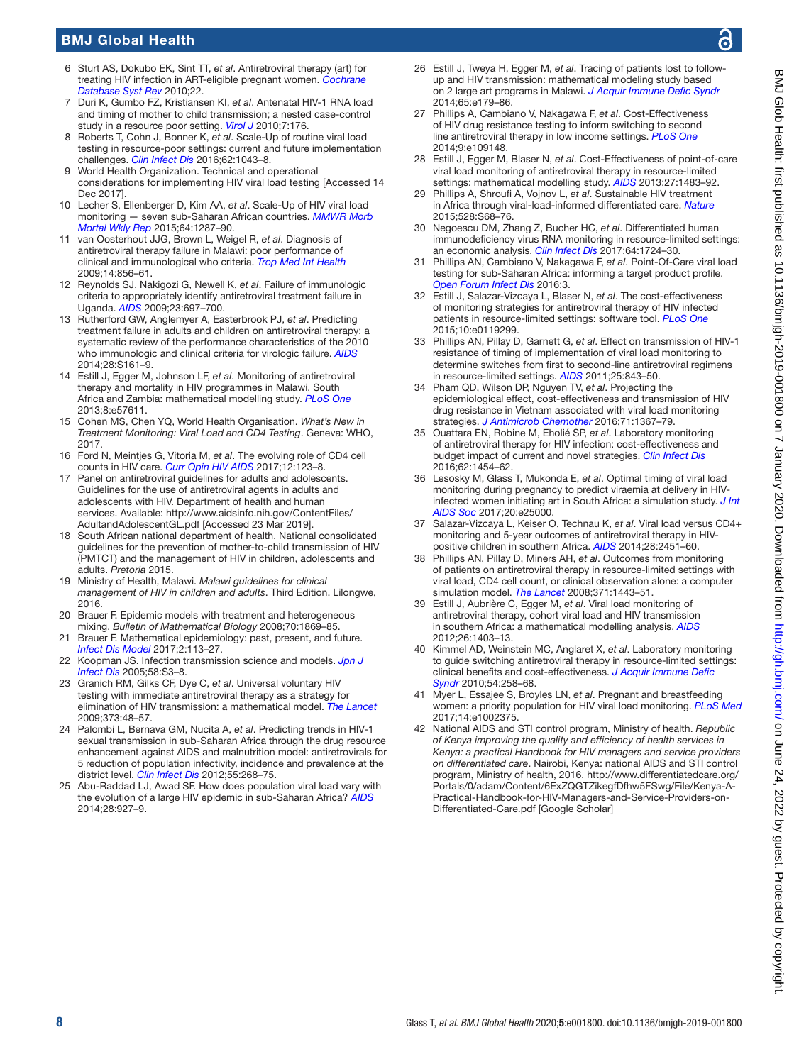6. Sturt AS, Dokubo EK, Sint TT, *et al*. Antiretroviral therapy (art) for treating HIV infection in ART-eligible pregnant women. *Cochrane Database Syst Rev* 2010;22.
7. Duri K, Gumbo FZ, Kristiansen KI, *et al*. Antenatal HIV-1 RNA load and timing of mother to child transmission; a nested case-control study in a resource poor setting. *Virol J* 2010;7:176.
8. Roberts T, Cohn J, Bonner K, *et al*. Scale-Up of routine viral load testing in resource-poor settings: current and future implementation challenges. *Clin Infect Dis* 2016;62:1043–8.
9. World Health Organization. Technical and operational considerations for implementing HIV viral load testing [Accessed 14 Dec 2017].
10. Lecher S, Ellenberger D, Kim AA, *et al*. Scale-Up of HIV viral load monitoring — seven sub-Saharan African countries. *MMWR Morb Mortal Wkly Rep* 2015;64:1287–90.
11. van Oosterhout JJG, Brown L, Weigel R, *et al*. Diagnosis of antiretroviral therapy failure in Malawi: poor performance of clinical and immunological who criteria. *Trop Med Int Health* 2009;14:856–61.
12. Reynolds SJ, Nakigozi G, Newell K, *et al*. Failure of immunologic criteria to appropriately identify antiretroviral treatment failure in Uganda. *AIDS* 2009;23:697–700.
13. Rutherford GW, Anglemyer A, Easterbrook PJ, *et al*. Predicting treatment failure in adults and children on antiretroviral therapy: a systematic review of the performance characteristics of the 2010 who immunologic and clinical criteria for virologic failure. *AIDS* 2014;28:S161–9.
14. Estill J, Egger M, Johnson LF, *et al*. Monitoring of antiretroviral therapy and mortality in HIV programmes in Malawi, South Africa and Zambia: mathematical modelling study. *PLoS One* 2013;8:e57611.
15. Cohen MS, Chen YQ, World Health Organisation. *What's New in Treatment Monitoring: Viral Load and CD4 Testing*. Geneva: WHO, 2017.
16. Ford N, Meintjes G, Vitoria M, *et al*. The evolving role of CD4 cell counts in HIV care. *Curr Opin HIV AIDS* 2017;12:123–8.
17. Panel on antiretroviral guidelines for adults and adolescents. Guidelines for the use of antiretroviral agents in adults and adolescents with HIV. Department of health and human services. Available: http://www.aidsinfo.nih.gov/ContentFiles/AdultandAdolescentGL.pdf [Accessed 23 Mar 2019].
18. South African national department of health. National consolidated guidelines for the prevention of mother-to-child transmission of HIV (PMTCT) and the management of HIV in children, adolescents and adults. *Pretoria* 2015.
19. Ministry of Health, Malawi. *Malawi guidelines for clinical management of HIV in children and adults*. Third Edition. Lilongwe, 2016.
20. Brauer F. Epidemic models with treatment and heterogeneous mixing. *Bulletin of Mathematical Biology* 2008;70:1869–85.
21. Brauer F. Mathematical epidemiology: past, present, and future. *Infect Dis Model* 2017;2:113–27.
22. Koopman JS. Infection transmission science and models. *Jpn J Infect Dis* 2005;58:S3–8.
23. Granich RM, Gilks CF, Dye C, *et al*. Universal voluntary HIV testing with immediate antiretroviral therapy as a strategy for elimination of HIV transmission: a mathematical model. *The Lancet* 2009;373:48–57.
24. Palombi L, Bernava GM, Nucita A, *et al*. Predicting trends in HIV-1 sexual transmission in sub-Saharan Africa through the drug resource enhancement against AIDS and malnutrition model: antiretrovirals for 5 reduction of population infectivity, incidence and prevalence at the district level. *Clin Infect Dis* 2012;55:268–75.
25. Abu-Raddad LJ, Awad SF. How does population viral load vary with the evolution of a large HIV epidemic in sub-Saharan Africa? *AIDS* 2014;28:927–9.
26. Estill J, Tweya H, Egger M, *et al*. Tracing of patients lost to follow-up and HIV transmission: mathematical modeling study based on 2 large art programs in Malawi. *J Acquir Immune Defic Syndr* 2014;65:e179–86.
27. Phillips A, Cambiano V, Nakagawa F, *et al*. Cost-Effectiveness of HIV drug resistance testing to inform switching to second line antiretroviral therapy in low income settings. *PLoS One* 2014;9:e109148.
28. Estill J, Egger M, Blaser N, *et al*. Cost-Effectiveness of point-of-care viral load monitoring of antiretroviral therapy in resource-limited settings: mathematical modelling study. *AIDS* 2013;27:1483–92.
29. Phillips A, Shroufi A, Vojnov L, *et al*. Sustainable HIV treatment in Africa through viral-load-informed differentiated care. *Nature* 2015;528:S68–76.
30. Negoescu DM, Zhang Z, Bucher HC, *et al*. Differentiated human immunodeficiency virus RNA monitoring in resource-limited settings: an economic analysis. *Clin Infect Dis* 2017;64:1724–30.
31. Phillips AN, Cambiano V, Nakagawa F, *et al*. Point-Of-Care viral load testing for sub-Saharan Africa: informing a target product profile. *Open Forum Infect Dis* 2016;3.
32. Estill J, Salazar-Vizcaya L, Blaser N, *et al*. The cost-effectiveness of monitoring strategies for antiretroviral therapy of HIV infected patients in resource-limited settings: software tool. *PLoS One* 2015;10:e0119299.
33. Phillips AN, Pillay D, Garnett G, *et al*. Effect on transmission of HIV-1 resistance of timing of implementation of viral load monitoring to determine switches from first to second-line antiretroviral regimens in resource-limited settings. *AIDS* 2011;25:843–50.
34. Pham QD, Wilson DP, Nguyen TV, *et al*. Projecting the epidemiological effect, cost-effectiveness and transmission of HIV drug resistance in Vietnam associated with viral load monitoring strategies. *J Antimicrob Chemother* 2016;71:1367–79.
35. Ouattara EN, Robine M, Eholié SP, *et al*. Laboratory monitoring of antiretroviral therapy for HIV infection: cost-effectiveness and budget impact of current and novel strategies. *Clin Infect Dis* 2016;62:1454–62.
36. Lesosky M, Glass T, Mukonda E, *et al*. Optimal timing of viral load monitoring during pregnancy to predict viraemia at delivery in HIV-infected women initiating art in South Africa: a simulation study. *J Int AIDS Soc* 2017;20:e25000.
37. Salazar-Vizcaya L, Keiser O, Technau K, *et al*. Viral load versus CD4+ monitoring and 5-year outcomes of antiretroviral therapy in HIV-positive children in southern Africa. *AIDS* 2014;28:2451–60.
38. Phillips AN, Pillay D, Miners AH, *et al*. Outcomes from monitoring of patients on antiretroviral therapy in resource-limited settings with viral load, CD4 cell count, or clinical observation alone: a computer simulation model. *The Lancet* 2008;371:1443–51.
39. Estill J, Aubrière C, Egger M, *et al*. Viral load monitoring of antiretroviral therapy, cohort viral load and HIV transmission in southern Africa: a mathematical modelling analysis. *AIDS* 2012;26:1403–13.
40. Kimmel AD, Weinstein MC, Anglaret X, *et al*. Laboratory monitoring to guide switching antiretroviral therapy in resource-limited settings: clinical benefits and cost-effectiveness. *J Acquir Immune Defic Syndr* 2010;54:258–68.
41. Myer L, Essajee S, Broyles LN, *et al*. Pregnant and breastfeeding women: a priority population for HIV viral load monitoring. *PLoS Med* 2017;14:e1002375.
42. National AIDS and STI control program, Ministry of health. *Republic of Kenya improving the quality and efficiency of health services in Kenya: a practical Handbook for HIV managers and service providers on differentiated care*. Nairobi, Kenya: national AIDS and STI control program, Ministry of health, 2016. http://www.differentiatedcare.org/Portals/0/adam/Content/6ExZQGTZikegfDfhw5FSwg/File/Kenya-A-Practical-Handbook-for-HIV-Managers-and-Service-Providers-on-Differentiated-Care.pdf [Google Scholar]